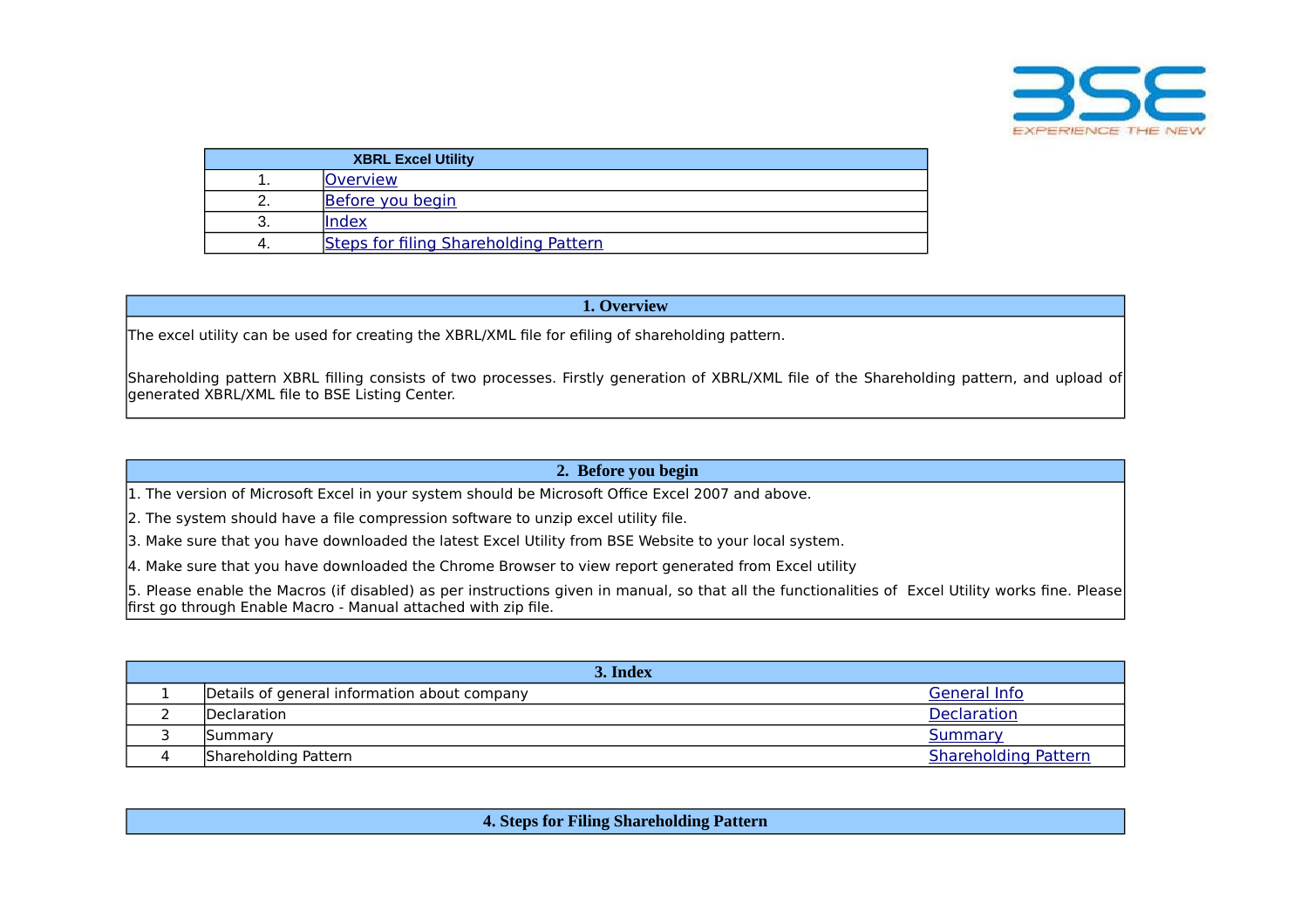| XBRL Excel Utility | |
|---|---|
| 1. | Overview |
| 2. | Before you begin |
| 3. | Index |
| 4. | Steps for filing Shareholding Pattern |

## 1. Overview

The excel utility can be used for creating the XBRL/XML file for efiling of shareholding pattern.

Shareholding pattern XBRL filling consists of two processes. Firstly generation of XBRL/XML file of the Shareholding pattern, and upload of generated XBRL/XML file to BSE Listing Center.

## 2. Before you begin

1. The version of Microsoft Excel in your system should be Microsoft Office Excel 2007 and above.
2. The system should have a file compression software to unzip excel utility file.
3. Make sure that you have downloaded the latest Excel Utility from BSE Website to your local system.
4. Make sure that you have downloaded the Chrome Browser to view report generated from Excel utility
5. Please enable the Macros (if disabled) as per instructions given in manual, so that all the functionalities of Excel Utility works fine. Please first go through Enable Macro - Manual attached with zip file.

## 3. Index

| | | |
|---|---|---|
| 1 | Details of general information about company | General Info |
| 2 | Declaration | Declaration |
| 3 | Summary | Summary |
| 4 | Shareholding Pattern | Shareholding Pattern |

## 4. Steps for Filing Shareholding Pattern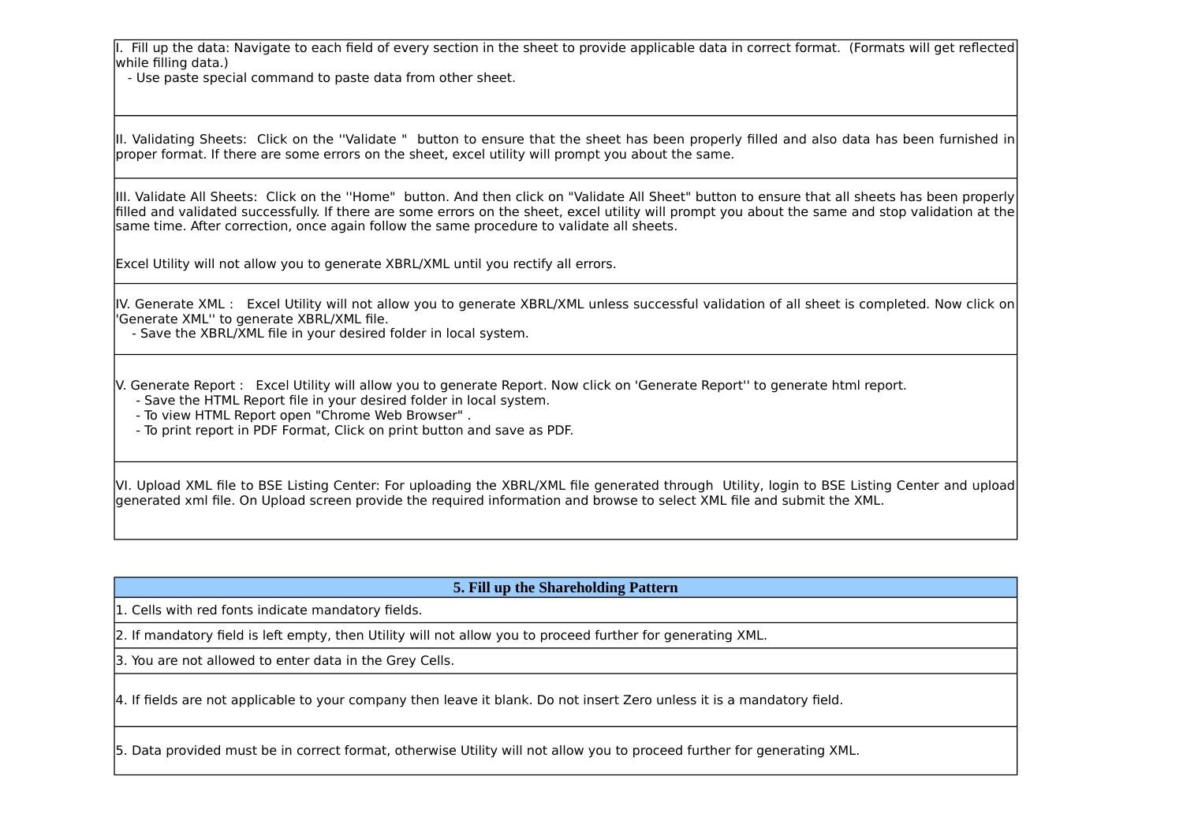I. Fill up the data: Navigate to each field of every section in the sheet to provide applicable data in correct format. (Formats will get reflected while filling data.)
- Use paste special command to paste data from other sheet.

II. Validating Sheets: Click on the ''Validate '' button to ensure that the sheet has been properly filled and also data has been furnished in proper format. If there are some errors on the sheet, excel utility will prompt you about the same.

III. Validate All Sheets: Click on the ''Home'' button. And then click on "Validate All Sheet" button to ensure that all sheets has been properly filled and validated successfully. If there are some errors on the sheet, excel utility will prompt you about the same and stop validation at the same time. After correction, once again follow the same procedure to validate all sheets.

Excel Utility will not allow you to generate XBRL/XML until you rectify all errors.

IV. Generate XML : Excel Utility will not allow you to generate XBRL/XML unless successful validation of all sheet is completed. Now click on 'Generate XML'' to generate XBRL/XML file.
- Save the XBRL/XML file in your desired folder in local system.

V. Generate Report : Excel Utility will allow you to generate Report. Now click on 'Generate Report'' to generate html report.
- Save the HTML Report file in your desired folder in local system.
- To view HTML Report open "Chrome Web Browser" .
- To print report in PDF Format, Click on print button and save as PDF.

VI. Upload XML file to BSE Listing Center: For uploading the XBRL/XML file generated through Utility, login to BSE Listing Center and upload generated xml file. On Upload screen provide the required information and browse to select XML file and submit the XML.

## 5. Fill up the Shareholding Pattern

1. Cells with red fonts indicate mandatory fields.
2. If mandatory field is left empty, then Utility will not allow you to proceed further for generating XML.
3. You are not allowed to enter data in the Grey Cells.
4. If fields are not applicable to your company then leave it blank. Do not insert Zero unless it is a mandatory field.
5. Data provided must be in correct format, otherwise Utility will not allow you to proceed further for generating XML.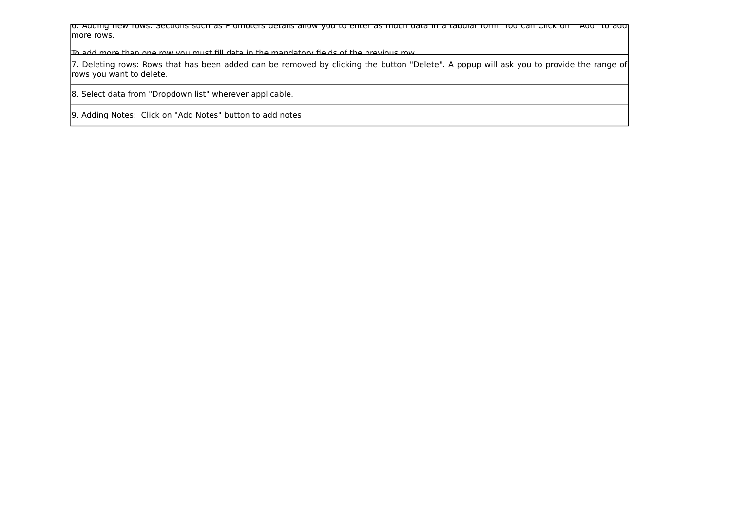6. Adding new rows: Sections such as Promoters details allow you to enter as much data in a tabular form. You can Click on "Add" to add more rows.

To add more than one row you must fill data in the mandatory fields of the previous row.

7. Deleting rows: Rows that has been added can be removed by clicking the button "Delete". A popup will ask you to provide the range of rows you want to delete.

8. Select data from "Dropdown list" wherever applicable.

9. Adding Notes: Click on "Add Notes" button to add notes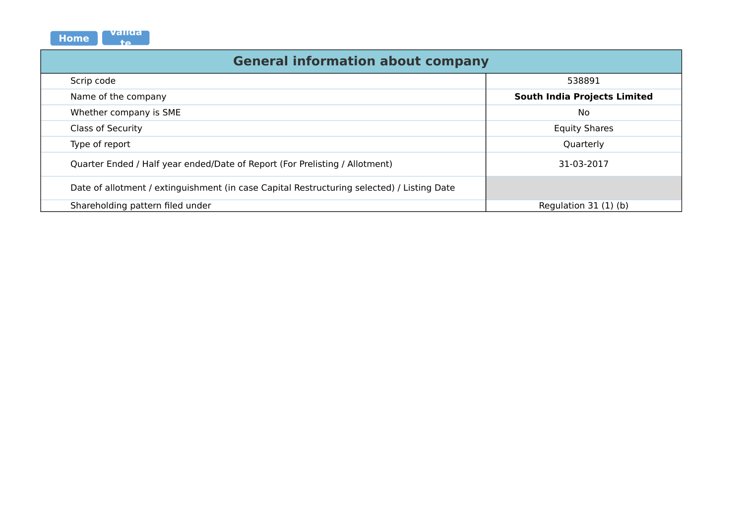Home Validate

| General information about company | |
| --- | --- |
| Scrip code | 538891 |
| Name of the company | **South India Projects Limited** |
| Whether company is SME | No |
| Class of Security | Equity Shares |
| Type of report | Quarterly |
| Quarter Ended / Half year ended/Date of Report (For Prelisting / Allotment) | 31-03-2017 |
| Date of allotment / extinguishment (in case Capital Restructuring selected) / Listing Date | |
| Shareholding pattern filed under | Regulation 31 (1) (b) |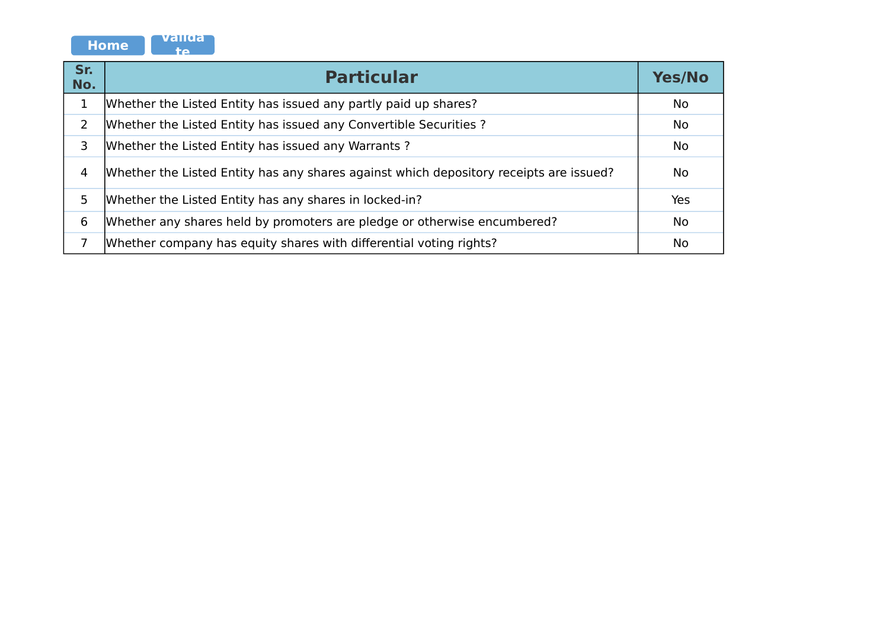Home Validate

| Sr. No. | Particular | Yes/No |
|---|---|---|
| 1 | Whether the Listed Entity has issued any partly paid up shares? | No |
| 2 | Whether the Listed Entity has issued any Convertible Securities ? | No |
| 3 | Whether the Listed Entity has issued any Warrants ? | No |
| 4 | Whether the Listed Entity has any shares against which depository receipts are issued? | No |
| 5 | Whether the Listed Entity has any shares in locked-in? | Yes |
| 6 | Whether any shares held by promoters are pledge or otherwise encumbered? | No |
| 7 | Whether company has equity shares with differential voting rights? | No |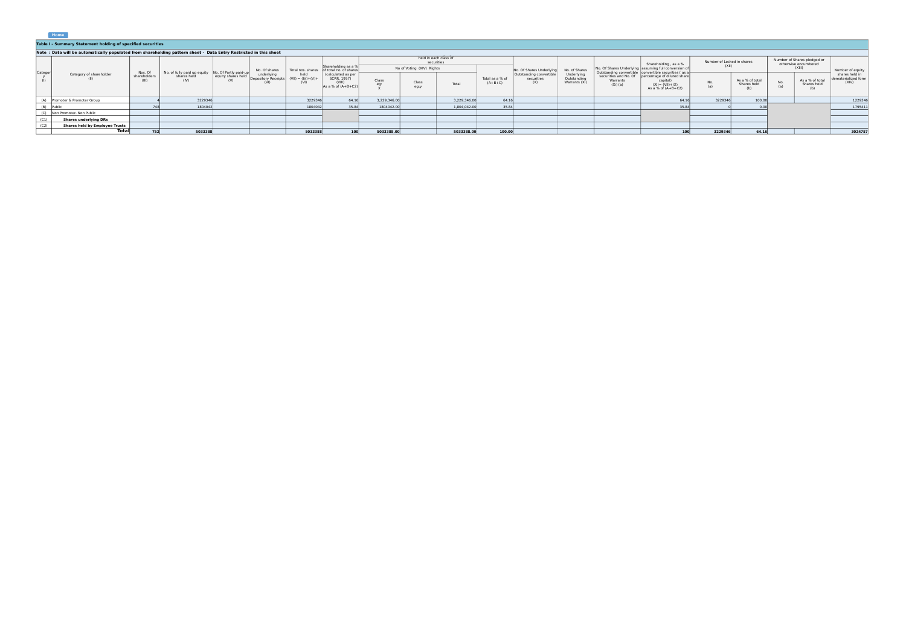Home

**Table I - Summary Statement holding of specified securities**

**Note : Data will be automatically populated from shareholding pattern sheet - Data Entry Restricted in this sheet**

| Category (I) | Category of shareholder (II) | Nos. Of shareholders (III) | No. of fully paid up equity shares held (IV) | No. Of Partly paid-up equity shares held (V) | No. Of shares underlying Depository Receipts (VI) | Total nos. shares held (VII) = (IV)+(V)+ (VI) | Shareholding as a % of total no. of shares (calculated as per SCRR, 1957) (VIII) As a % of (A+B+C2) | Number of Voting Rights held in each class of securities (IX) | | | | No. Of Shares Underlying Outstanding convertible securities (X) | No. of Shares Underlying Outstanding Warrants (Xi) | No. Of Shares Underlying Outstanding convertible securities and No. Of Warrants (Xi) (a) | Shareholding , as a % assuming full conversion of convertible securities ( as a percentage of diluted share capital) (XI)= (VII)+(X) As a % of (A+B+C2) | Number of Locked in shares (XII) | | Number of Shares pledged or otherwise encumbered (XIII) | | Number of equity shares held in dematerialized form (XIV) |
|---|---|---|---|---|---|---|---|---|---|---|---|---|---|---|---|---|---|---|---|---|
| | | | | | | | | No of Voting (XIV) Rights | | | Total as a % of (A+B+C) | | | | | No. (a) | As a % of total Shares held (b) | No. (a) | As a % of total Shares held (b) | |
| | | | | | | | | Class eg: X | Class eg:y | Total | | | | | | | | | | |
| (A) | Promoter & Promoter Group | 4 | 3229346 | | | 3229346 | 64.16 | 3,229,346.00 | | 3,229,346.00 | 64.16 | | | | 64.16 | 3229346 | 100.00 | | | 1229346 |
| (B) | Public | 748 | 1804042 | | | 1804042 | 35.84 | 1804042.00 | | 1,804,042.00 | 35.84 | | | | 35.84 | 0 | 0.00 | | | 1795411 |
| (C) | Non Promoter- Non Public | | | | | | | | | | | | | | | | | | | |
| (C1) | **Shares underlying DRs** | | | | | | | | | | | | | | | | | | | |
| (C2) | **Shares held by Employee Trusts** | | | | | | | | | | | | | | | | | | | |
| | **Total** | **752** | **5033388** | | | **5033388** | **100** | **5033388.00** | | **5033388.00** | **100.00** | | | | **100** | **3229346** | **64.16** | | | **3024757** |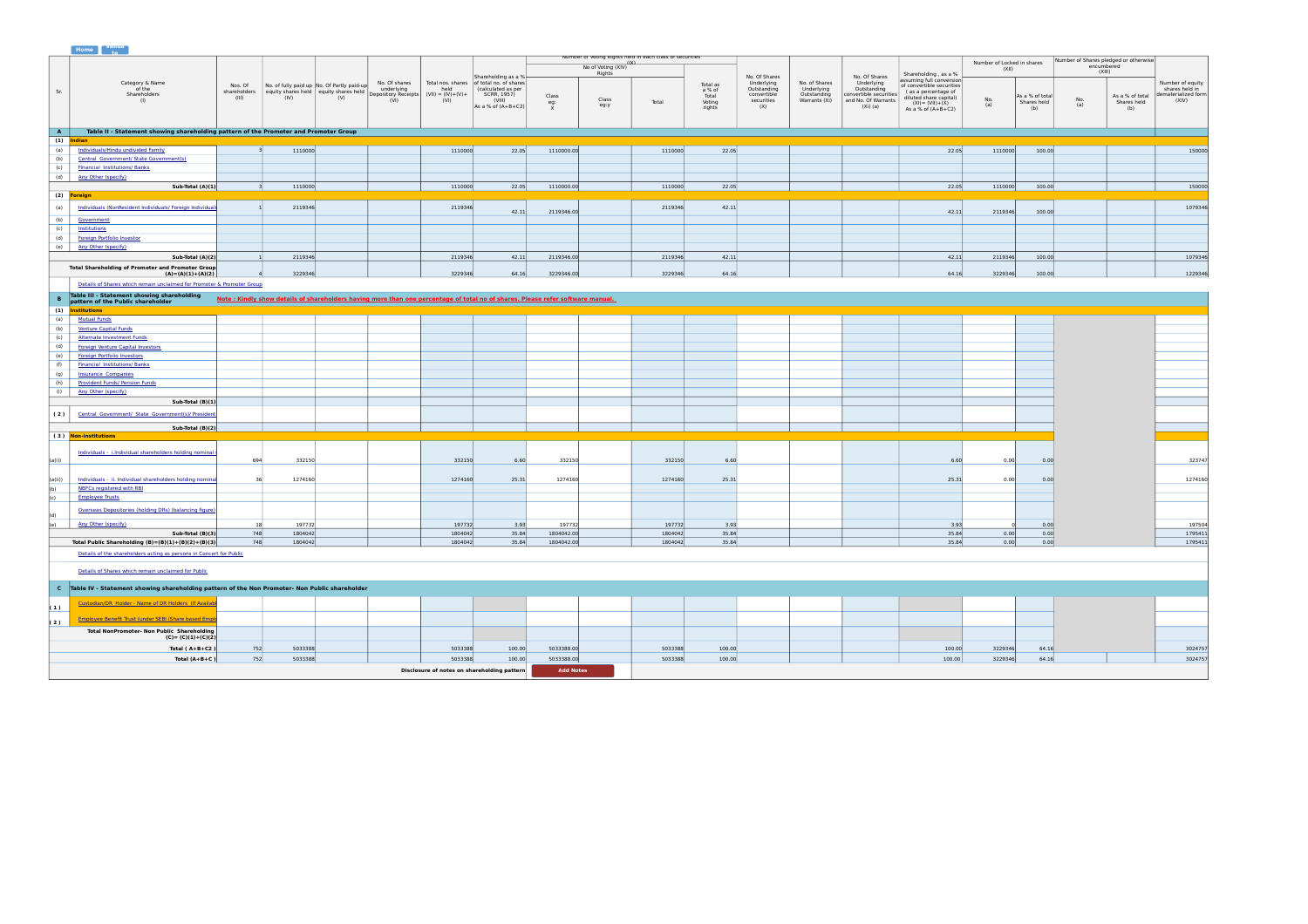| Sr. | Category & Name of the Shareholders (I) | Nos. Of shareholders (III) | No. of fully paid up equity shares held (IV) | No. Of Partly paid-up equity shares held (V) | No. Of shares underlying Depository Receipts (VI) | Total nos. shares held (VII) = (IV)+(V)+ (VI) | Shareholding as a % of total no. of shares (calculated as per SCRR, 1957) (VIII) As a % of (A+B+C2) | Number of Voting Rights held in each class of securities (IX) | | | | No. Of Shares Underlying Outstanding convertible securities (X) | No. of Shares Underlying Outstanding Warrants (Xi) | No. Of Shares Underlying Outstanding convertible securities and No. Of Warrants (Xi) (a) | Shareholding , as a % assuming full conversion of convertible securities ( as a percentage of diluted share capital) (XI)= (VII)+(X) As a % of (A+B+C2) | Number of Locked in shares (XII) | | Number of Shares pledged or otherwise encumbered (XIII) | | Number of equity shares held in dematerialized form (XIV) |
|---|---|---|---|---|---|---|---|---|---|---|---|---|---|---|---|---|---|---|---|---|
| | | | | | | | | No of Voting (XIV) Rights | | | Total as a % of Total Voting rights | | | | | No. (a) | As a % of total Shares held (b) | No. (a) | As a % of total Shares held (b) | |
| | | | | | | | | Class eg: X | Class eg:y | Total | | | | | | | | | | |
| **A** | **Table II - Statement showing shareholding pattern of the Promoter and Promoter Group** | | | | | | | | | | | | | | | | | | | |
| **(1)** | **Indian** | | | | | | | | | | | | | | | | | | | |
| (a) | Individuals/Hindu undivided Family | 3 | 1110000 | | | 1110000 | 22.05 | 1110000.00 | | 1110000 | 22.05 | | | | 22.05 | 1110000 | 100.00 | | | 150000 |
| (b) | Central Government/ State Government(s) | | | | | | | | | | | | | | | | | | | |
| (c) | Financial Institutions/ Banks | | | | | | | | | | | | | | | | | | | |
| (d) | Any Other (specify) | | | | | | | | | | | | | | | | | | | |
| | **Sub-Total (A)(1)** | 3 | 1110000 | | | 1110000 | 22.05 | 1110000.00 | | 1110000 | 22.05 | | | | 22.05 | 1110000 | 100.00 | | | 150000 |
| **(2)** | **Foreign** | | | | | | | | | | | | | | | | | | | |
| (a) | Individuals (NonResident Individuals/ Foreign Individuals) | 1 | 2119346 | | | 2119346 | 42.11 | 2119346.00 | | 2119346 | 42.11 | | | | 42.11 | 2119346 | 100.00 | | | 1079346 |
| (b) | Government | | | | | | | | | | | | | | | | | | | |
| (c) | Institutions | | | | | | | | | | | | | | | | | | | |
| (d) | Foreign Portfolio Investor | | | | | | | | | | | | | | | | | | | |
| (e) | Any Other (specify) | | | | | | | | | | | | | | | | | | | |
| | **Sub-Total (A)(2)** | 1 | 2119346 | | | 2119346 | 42.11 | 2119346.00 | | 2119346 | 42.11 | | | | 42.11 | 2119346 | 100.00 | | | 1079346 |
| | **Total Shareholding of Promoter and Promoter Group (A)=(A)(1)+(A)(2)** | 4 | 3229346 | | | 3229346 | 64.16 | 3229346.00 | | 3229346 | 64.16 | | | | 64.16 | 3229346 | 100.00 | | | 1229346 |
| | Details of Shares which remain unclaimed for Promoter & Promoter Group | | | | | | | | | | | | | | | | | | | |
| **B** | **Table III - Statement showing shareholding pattern of the Public shareholder** | Note : Kindly show details of shareholders having more than one percentage of total no of shares. Please refer software manual. | | | | | | | | | | | | | | | | | | |
| **(1)** | **Institutions** | | | | | | | | | | | | | | | | | | | |
| (a) | Mutual Funds | | | | | | | | | | | | | | | | | | | |
| (b) | Venture Capital Funds | | | | | | | | | | | | | | | | | | | |
| (c) | Alternate Investment Funds | | | | | | | | | | | | | | | | | | | |
| (d) | Foreign Venture Capital Investors | | | | | | | | | | | | | | | | | | | |
| (e) | Foreign Portfolio Investors | | | | | | | | | | | | | | | | | | | |
| (f) | Financial Institutions/ Banks | | | | | | | | | | | | | | | | | | | |
| (g) | Insurance Companies | | | | | | | | | | | | | | | | | | | |
| (h) | Provident Funds/ Pension Funds | | | | | | | | | | | | | | | | | | | |
| (i) | Any Other (specify) | | | | | | | | | | | | | | | | | | | |
| | **Sub-Total (B)(1)** | | | | | | | | | | | | | | | | | | | |
| **(2)** | Central Government/ State Government(s)/ President of India | | | | | | | | | | | | | | | | | | | |
| | **Sub-Total (B)(2)** | | | | | | | | | | | | | | | | | | | |
| **(3)** | **Non-institutions** | | | | | | | | | | | | | | | | | | | |
| (a(i)) | Individuals - i.Individual shareholders holding nominal share capital up to Rs. 2 lakhs. | 694 | 332150 | | | 332150 | 6.60 | 332150 | | 332150 | 6.60 | | | | 6.60 | 0.00 | 0.00 | | | 323747 |
| (a(ii)) | Individuals - ii. Individual shareholders holding nominal share capital in excess of Rs. 2 lakhs. | 36 | 1274160 | | | 1274160 | 25.31 | 1274160 | | 1274160 | 25.31 | | | | 25.31 | 0.00 | 0.00 | | | 1274160 |
| (b) | NBFCs registered with RBI | | | | | | | | | | | | | | | | | | | |
| (c) | Employee Trusts | | | | | | | | | | | | | | | | | | | |
| (d) | Overseas Depositories (holding DRs) (balancing figure) | | | | | | | | | | | | | | | | | | | |
| (e) | Any Other (specify) | 18 | 197732 | | | 197732 | 3.93 | 197732 | | 197732 | 3.93 | | | | 3.93 | 0 | 0.00 | | | 197504 |
| | **Sub-Total (B)(3)** | 748 | 1804042 | | | 1804042 | 35.84 | 1804042.00 | | 1804042 | 35.84 | | | | 35.84 | 0.00 | 0.00 | | | 1795411 |
| | **Total Public Shareholding (B)=(B)(1)+(B)(2)+(B)(3)** | 748 | 1804042 | | | 1804042 | 35.84 | 1804042.00 | | 1804042 | 35.84 | | | | 35.84 | 0.00 | 0.00 | | | 1795411 |
| | Details of the shareholders acting as persons in Concert for Public | | | | | | | | | | | | | | | | | | | |
| | Details of Shares which remain unclaimed for Public | | | | | | | | | | | | | | | | | | | |
| **C** | **Table IV - Statement showing shareholding pattern of the Non Promoter- Non Public shareholder** | | | | | | | | | | | | | | | | | | | |
| **(1)** | Custodian/DR Holder - Name of DR Holders (If Available) | | | | | | | | | | | | | | | | | | | |
| **(2)** | Employee Benefit Trust (under SEBI (Share based Employee Benefit) Regulations, 2014) | | | | | | | | | | | | | | | | | | | |
| | **Total NonPromoter- Non Public Shareholding (C)= (C)(1)+(C)(2)** | | | | | | | | | | | | | | | | | | | |
| | **Total ( A+B+C2 )** | 752 | 5033388 | | | 5033388 | 100.00 | 5033388.00 | | 5033388 | 100.00 | | | | 100.00 | 3229346 | 64.16 | | | 3024757 |
| | **Total (A+B+C )** | 752 | 5033388 | | | 5033388 | 100.00 | 5033388.00 | | 5033388 | 100.00 | | | | 100.00 | 3229346 | 64.16 | | | 3024757 |

Disclosure of notes on shareholding pattern — Add Notes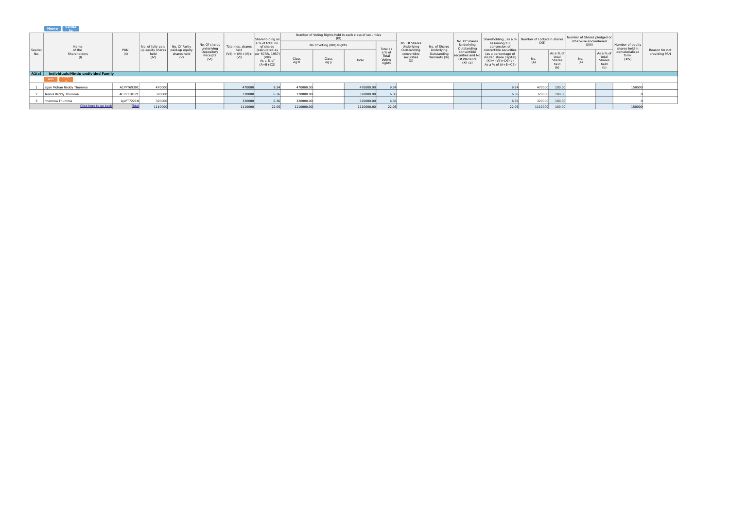Home | Validate

| Searial No. | Name of the Shareholders (I) | PAN (II) | No. of fully paid up equity shares held (IV) | No. Of Partly paid-up equity shares held (V) | No. Of shares underlying Depository Receipts (VI) | Total nos. shares held (VII) = (IV)+(V)+ (VI) | Shareholding as a % of total no. of shares (calculated as per SCRR, 1957) (VIII) As a % of (A+B+C2) | Number of Voting Rights held in each class of securities (IX) | | | | No. Of Shares Underlying Outstanding convertible securities (X) | No. of Shares Underlying Outstanding Warrants (Xi) | No. Of Shares Underlying Outstanding convertible securities and No. Of Warrants (Xi) (a) | Shareholding , as a % assuming full conversion of convertible securities (as a percentage of diluted share capital) (XI)= (VII)+(Xi)(a) As a % of (A+B+C2) | Number of Locked in shares (XII) | | Number of Shares pledged or otherwise encumbered (XIII) | | Number of equity shares held in dematerialized form (XIV) | Reason for not providing PAN |
|---|---|---|---|---|---|---|---|---|---|---|---|---|---|---|---|---|---|---|---|---|---|
| | | | | | | | | No of Voting (XIV) Rights | | | Total as a % of Total Voting rights | | | | | No. (a) | As a % of total Shares held (b) | No. (a) | As a % of total Shares held (b) | | |
| | | | | | | | | Class eg:X | Class eg:y | Total | | | | | | | | | | | |
| **A1(a)** | **Individuals/Hindu undivided Family** | | | | | | | | | | | | | | | | | | | | |
| | Add / Delete | | | | | | | | | | | | | | | | | | | | |
| 1 | Jagan Mohan Reddy Thumma | ACPPT6939C | 470000 | | | 470000 | 9.34 | 470000.00 | | 470000.00 | 9.34 | | | | 9.34 | 470000 | 100.00 | | | 150000 | |
| 2 | Dennis Reddy Thumma | ACZPT1012C | 320000 | | | 320000 | 6.36 | 320000.00 | | 320000.00 | 6.36 | | | | 6.36 | 320000 | 100.00 | | | 0 | |
| 3 | Innamma Thumma | AJLPT7221N | 320000 | | | 320000 | 6.36 | 320000.00 | | 320000.00 | 6.36 | | | | 6.36 | 320000 | 100.00 | | | 0 | |
| | Click here to go back | Total | 1110000 | | | 1110000 | 22.05 | 1110000.00 | | 1110000.00 | 22.05 | | | | 22.05 | 1110000 | 100.00 | | | 150000 | |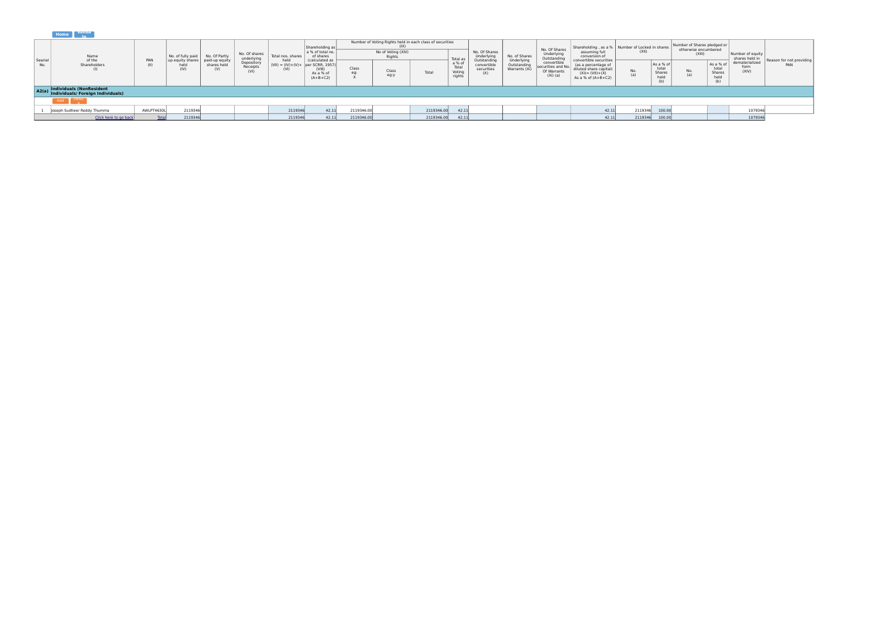Home Validate

| Searial No. | Name of the Shareholders (I) | PAN (II) | No. of fully paid up equity shares held (IV) | No. Of Partly paid-up equity shares held (V) | No. Of shares underlying Depository Receipts (VI) | Total nos. shares held (VII) = (IV)+(V)+ (VI) | Shareholding as a % of total no. of shares (calculated as per SCRR, 1957) (VIII) As a % of (A+B+C2) | Number of Voting Rights held in each class of securities (IX) | | | | No. Of Shares Underlying Outstanding convertible securities (X) | No. of Shares Underlying Outstanding Warrants (Xi) | No. Of Shares Underlying Outstanding convertible securities and No. Of Warrants (Xi) (a) | Shareholding , as a % assuming full conversion of convertible securities (as a percentage of diluted share capital) (XI)= (VII)+(X) As a % of (A+B+C2) | Number of Locked in shares (XII) | | Number of Shares pledged or otherwise encumbered (XIII) | | Number of equity shares held in dematerialized form (XIV) | Reason for not providing PAN |
|---|---|---|---|---|---|---|---|---|---|---|---|---|---|---|---|---|---|---|---|---|---|
| | | | | | | | | No of Voting (XIV) Rights | | | Total as a % of Total Voting rights | | | | | No. (a) | As a % of total Shares held (b) | No. (a) | As a % of total Shares held (b) | | |
| | | | | | | | | Class eg: X | Class eg:y | Total | | | | | | | | | | | |
| **A2(a)** | **Individuals (NonResident Individuals/ Foreign Individuals)** | | | | | | | | | | | | | | | | | | | | |
| 1 | Joseph Sudheer Reddy Thumma | AWLPT4630L | 2119346 | | | 2119346 | 42.11 | 2119346.00 | | 2119346.00 | 42.11 | | | | 42.11 | 2119346 | 100.00 | | | 1079346 | |
| | Click here to go back | Total | 2119346 | | | 2119346 | 42.11 | 2119346.00 | | 2119346.00 | 42.11 | | | | 42.11 | 2119346 | 100.00 | | | 1079346 | |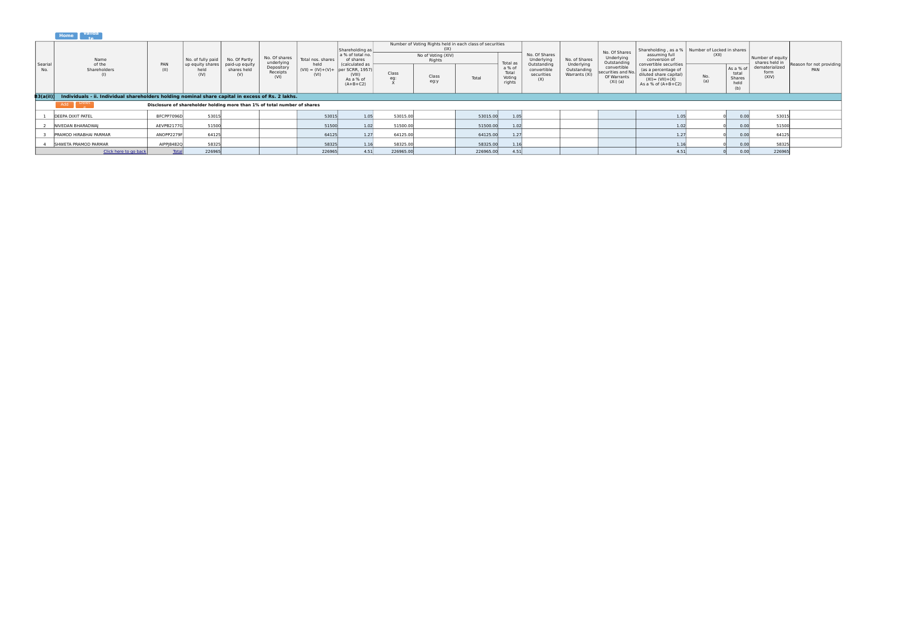Home Validate

| Searial No. | Name of the Shareholders (I) | PAN (II) | No. of fully paid up equity shares held (IV) | No. Of Partly paid-up equity shares held (V) | No. Of shares underlying Depository Receipts (VI) | Total nos. shares held (VII) = (IV)+(V)+ (VI) | Shareholding as a % of total no. of shares (calculated as per SCRR, 1957) (VIII) As a % of (A+B+C2) | Number of Voting Rights held in each class of securities (IX) | | | | No. Of Shares Underlying Outstanding convertible securities (X) | No. of Shares Underlying Outstanding Warrants (Xi) | No. Of Shares Underlying Outstanding convertible securities and No. Of Warrants (Xi) (a) | Shareholding , as a % assuming full conversion of convertible securities (as a percentage of diluted share capital) (XI)= (VII)+(X) As a % of (A+B+C2) | Number of Locked in shares (XII) | | Number of equity shares held in dematerialized form (XIV) | Reason for not providing PAN |
|---|---|---|---|---|---|---|---|---|---|---|---|---|---|---|---|---|---|---|---|
| | | | | | | | | No of Voting (XIV) Rights | | | Total as a % of Total Voting rights | | | | | No. (a) | As a % of total Shares held (b) | | |
| | | | | | | | | Class eg: X | Class eg:y | Total | | | | | | | | | |
| **B3(a(ii))** | **Individuals - ii. Individual shareholders holding nominal share capital in excess of Rs. 2 lakhs.** | | | | | | | | | | | | | | | | | | |
| | Add Delete | **Disclosure of shareholder holding more than 1% of total number of shares** | | | | | | | | | | | | | | | | | |
| 1 | DEEPA DIXIT PATEL | BFCPP7096D | 53015 | | | 53015 | 1.05 | 53015.00 | | 53015.00 | 1.05 | | | | 1.05 | 0 | 0.00 | 53015 | |
| 2 | NIVEDAN BHARADWAJ | AEVPB2177G | 51500 | | | 51500 | 1.02 | 51500.00 | | 51500.00 | 1.02 | | | | 1.02 | 0 | 0.00 | 51500 | |
| 3 | PRAMOD HIRABHAI PARMAR | ANOPP2279F | 64125 | | | 64125 | 1.27 | 64125.00 | | 64125.00 | 1.27 | | | | 1.27 | 0 | 0.00 | 64125 | |
| 4 | SHWETA PRAMOD PARMAR | AIPPJ8482Q | 58325 | | | 58325 | 1.16 | 58325.00 | | 58325.00 | 1.16 | | | | 1.16 | 0 | 0.00 | 58325 | |
| | Click here to go back | Total | 226965 | | | 226965 | 4.51 | 226965.00 | | 226965.00 | 4.51 | | | | 4.51 | 0 | 0.00 | 226965 | |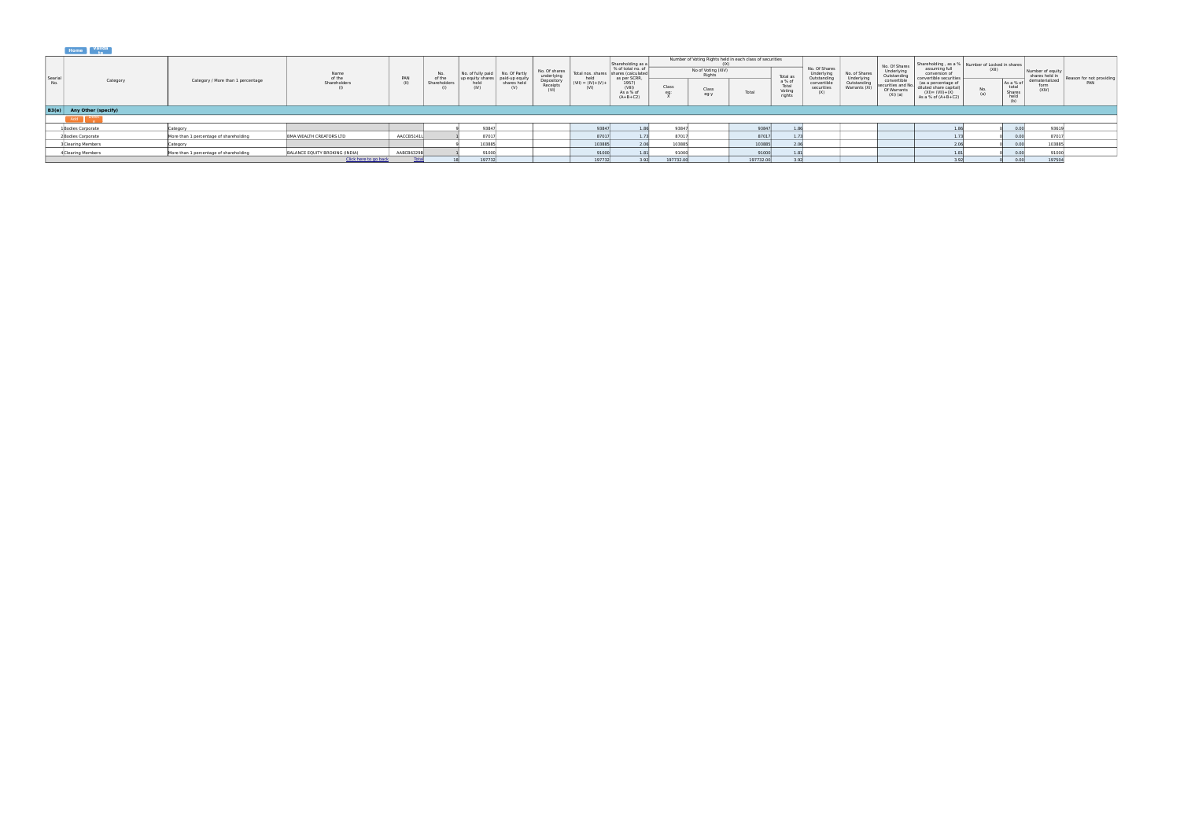Home | Validate

| Searial No. | Category | Category / More than 1 percentage | Name of the Shareholders (I) | PAN (II) | No. of the Shareholders (I) | No. of fully paid up equity shares held (IV) | No. Of Partly paid-up equity shares held (V) | No. Of shares underlying Depository Receipts (VI) | Total nos. shares held (VII) = (IV)+(V)+ (VI) | Shareholding as a % of total no. of shares (calculated as per SCRR, 1957) (VIII) As a % of (A+B+C2) | Number of Voting Rights held in each class of securities (IX) | | | | No. Of Shares Underlying Outstanding convertible securities (X) | No. of Shares Underlying Outstanding Warrants (Xi) | No. Of Shares Underlying Outstanding convertible securities and No. Of Warrants (Xi) (a) | Shareholding , as a % assuming full conversion of convertible securities (as a percentage of diluted share capital) (XI)= (VII)+(X) As a % of (A+B+C2) | Number of Locked in shares (XII) | | Number of equity shares held in dematerialized form (XIV) | Reason for not providing PAN |
|---|---|---|---|---|---|---|---|---|---|---|---|---|---|---|---|---|---|---|---|---|---|---|
| | | | | | | | | | | | No of Voting (XIV) Rights | | | Total as a % of Total Voting rights | | | | | No. (a) | As a % of total Shares held (b) | | |
| | | | | | | | | | | | Class eg: X | Class eg:y | Total | | | | | | | | | |
| **B3(e)** | **Any Other (specify)** | | | | | | | | | | | | | | | | | | | | | |
| 1 | Bodies Corporate | Category | | | 9 | 93847 | | | 93847 | 1.86 | 93847 | | 93847 | 1.86 | | | | 1.86 | 0 | 0.00 | 93619 | |
| 2 | Bodies Corporate | More than 1 percentage of shareholding | BMA WEALTH CREATORS LTD | AACCB5141L | 1 | 87017 | | | 87017 | 1.73 | 87017 | | 87017 | 1.73 | | | | 1.73 | 0 | 0.00 | 87017 | |
| 3 | Clearing Members | Category | | | 9 | 103885 | | | 103885 | 2.06 | 103885 | | 103885 | 2.06 | | | | 2.06 | 0 | 0.00 | 103885 | |
| 4 | Clearing Members | More than 1 percentage of shareholding | BALANCE EQUITY BROKING (INDIA) | AABCB6329B | 1 | 91000 | | | 91000 | 1.81 | 91000 | | 91000 | 1.81 | | | | 1.81 | 0 | 0.00 | 91000 | |
| | | | Click here to go back | Total | 18 | 197732 | | | 197732 | 3.92 | 197732.00 | | 197732.00 | 3.92 | | | | 3.92 | 0 | 0.00 | 197504 | |